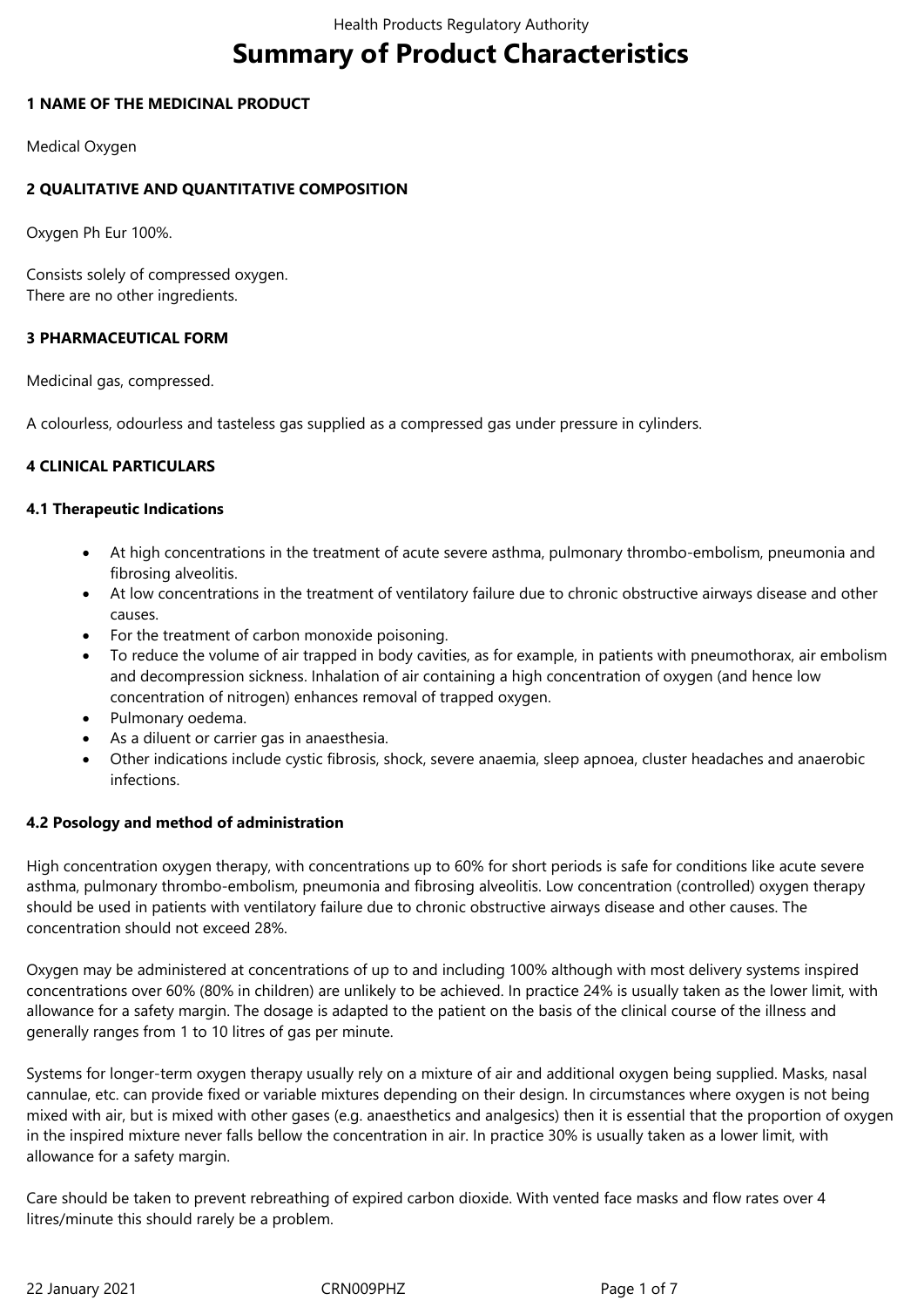# Summary of Product Characteristics

## 1 NAME OF THE MEDICINAL PRODUCT

Medical Oxygen

## 2 QUALITATIVE AND QUANTITATIVE COMPOSITION

Oxygen Ph Eur 100%.

Consists solely of compressed oxygen.
There are no other ingredients.

## 3 PHARMACEUTICAL FORM

Medicinal gas, compressed.

A colourless, odourless and tasteless gas supplied as a compressed gas under pressure in cylinders.

## 4 CLINICAL PARTICULARS

### 4.1 Therapeutic Indications

- At high concentrations in the treatment of acute severe asthma, pulmonary thrombo-embolism, pneumonia and fibrosing alveolitis.
- At low concentrations in the treatment of ventilatory failure due to chronic obstructive airways disease and other causes.
- For the treatment of carbon monoxide poisoning.
- To reduce the volume of air trapped in body cavities, as for example, in patients with pneumothorax, air embolism and decompression sickness. Inhalation of air containing a high concentration of oxygen (and hence low concentration of nitrogen) enhances removal of trapped oxygen.
- Pulmonary oedema.
- As a diluent or carrier gas in anaesthesia.
- Other indications include cystic fibrosis, shock, severe anaemia, sleep apnoea, cluster headaches and anaerobic infections.

### 4.2 Posology and method of administration

High concentration oxygen therapy, with concentrations up to 60% for short periods is safe for conditions like acute severe asthma, pulmonary thrombo-embolism, pneumonia and fibrosing alveolitis. Low concentration (controlled) oxygen therapy should be used in patients with ventilatory failure due to chronic obstructive airways disease and other causes. The concentration should not exceed 28%.

Oxygen may be administered at concentrations of up to and including 100% although with most delivery systems inspired concentrations over 60% (80% in children) are unlikely to be achieved. In practice 24% is usually taken as the lower limit, with allowance for a safety margin. The dosage is adapted to the patient on the basis of the clinical course of the illness and generally ranges from 1 to 10 litres of gas per minute.

Systems for longer-term oxygen therapy usually rely on a mixture of air and additional oxygen being supplied. Masks, nasal cannulae, etc. can provide fixed or variable mixtures depending on their design. In circumstances where oxygen is not being mixed with air, but is mixed with other gases (e.g. anaesthetics and analgesics) then it is essential that the proportion of oxygen in the inspired mixture never falls bellow the concentration in air. In practice 30% is usually taken as a lower limit, with allowance for a safety margin.

Care should be taken to prevent rebreathing of expired carbon dioxide. With vented face masks and flow rates over 4 litres/minute this should rarely be a problem.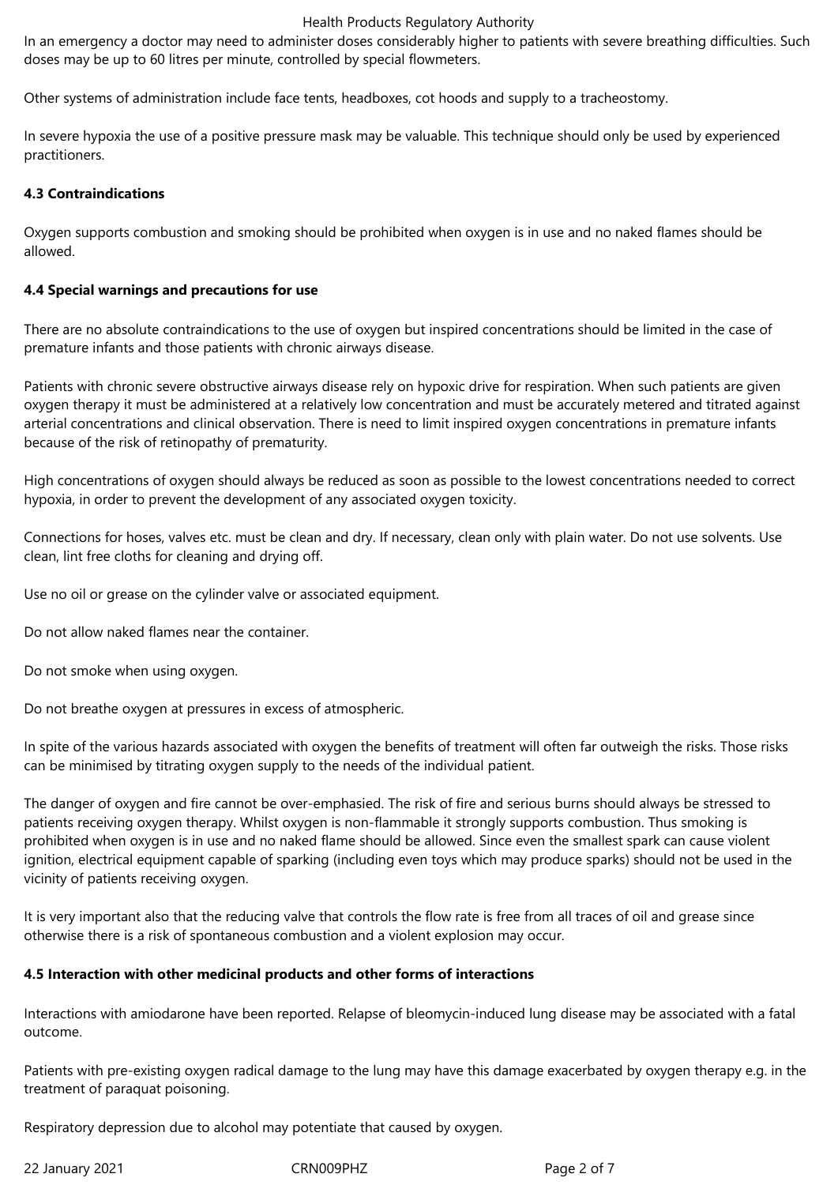In an emergency a doctor may need to administer doses considerably higher to patients with severe breathing difficulties. Such doses may be up to 60 litres per minute, controlled by special flowmeters.

Other systems of administration include face tents, headboxes, cot hoods and supply to a tracheostomy.

In severe hypoxia the use of a positive pressure mask may be valuable. This technique should only be used by experienced practitioners.

### 4.3 Contraindications

Oxygen supports combustion and smoking should be prohibited when oxygen is in use and no naked flames should be allowed.

### 4.4 Special warnings and precautions for use

There are no absolute contraindications to the use of oxygen but inspired concentrations should be limited in the case of premature infants and those patients with chronic airways disease.

Patients with chronic severe obstructive airways disease rely on hypoxic drive for respiration. When such patients are given oxygen therapy it must be administered at a relatively low concentration and must be accurately metered and titrated against arterial concentrations and clinical observation. There is need to limit inspired oxygen concentrations in premature infants because of the risk of retinopathy of prematurity.

High concentrations of oxygen should always be reduced as soon as possible to the lowest concentrations needed to correct hypoxia, in order to prevent the development of any associated oxygen toxicity.

Connections for hoses, valves etc. must be clean and dry. If necessary, clean only with plain water. Do not use solvents. Use clean, lint free cloths for cleaning and drying off.

Use no oil or grease on the cylinder valve or associated equipment.

Do not allow naked flames near the container.

Do not smoke when using oxygen.

Do not breathe oxygen at pressures in excess of atmospheric.

In spite of the various hazards associated with oxygen the benefits of treatment will often far outweigh the risks. Those risks can be minimised by titrating oxygen supply to the needs of the individual patient.

The danger of oxygen and fire cannot be over-emphasied. The risk of fire and serious burns should always be stressed to patients receiving oxygen therapy. Whilst oxygen is non-flammable it strongly supports combustion. Thus smoking is prohibited when oxygen is in use and no naked flame should be allowed. Since even the smallest spark can cause violent ignition, electrical equipment capable of sparking (including even toys which may produce sparks) should not be used in the vicinity of patients receiving oxygen.

It is very important also that the reducing valve that controls the flow rate is free from all traces of oil and grease since otherwise there is a risk of spontaneous combustion and a violent explosion may occur.

### 4.5 Interaction with other medicinal products and other forms of interactions

Interactions with amiodarone have been reported. Relapse of bleomycin-induced lung disease may be associated with a fatal outcome.

Patients with pre-existing oxygen radical damage to the lung may have this damage exacerbated by oxygen therapy e.g. in the treatment of paraquat poisoning.

Respiratory depression due to alcohol may potentiate that caused by oxygen.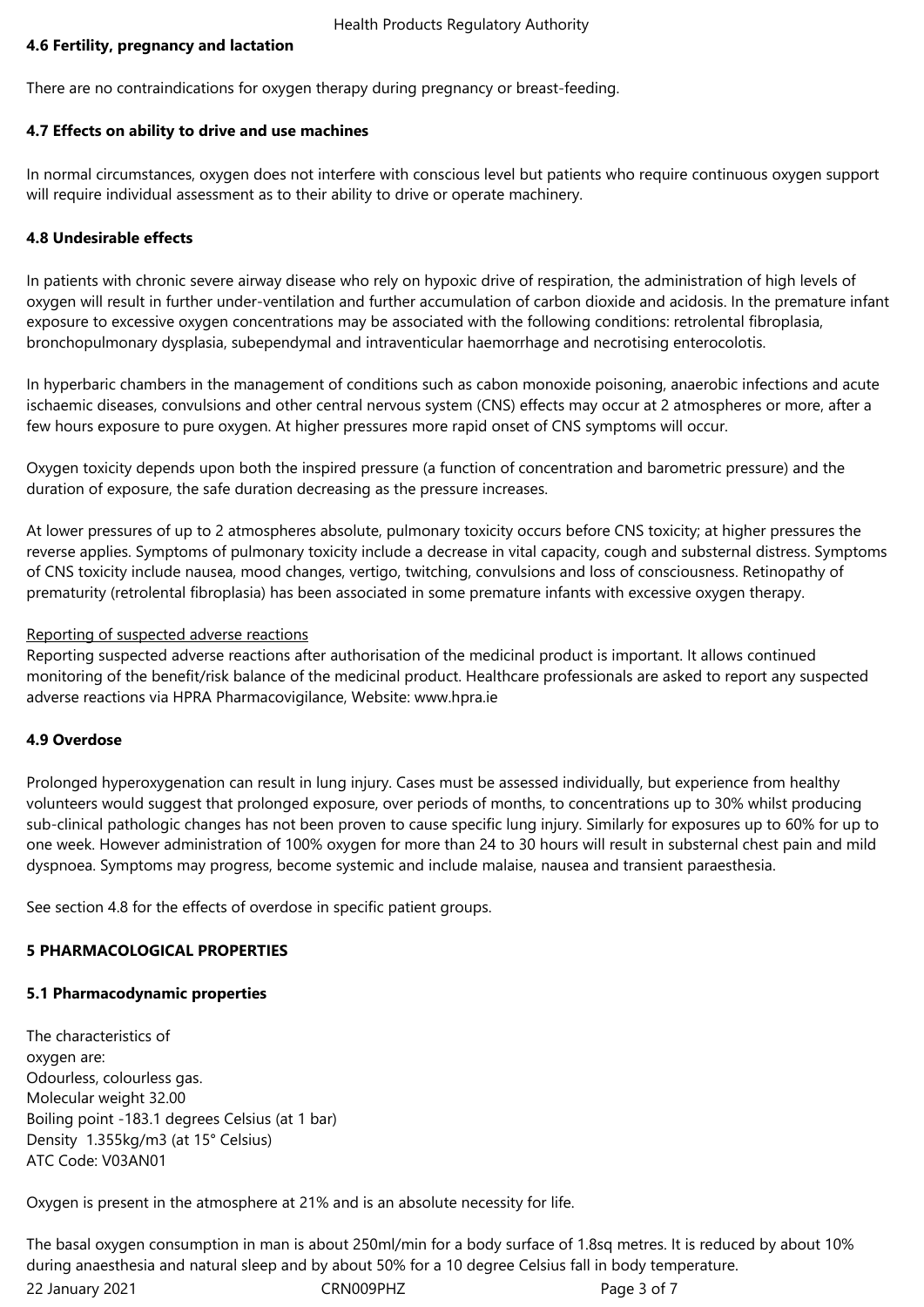#### 4.6 Fertility, pregnancy and lactation

There are no contraindications for oxygen therapy during pregnancy or breast-feeding.

#### 4.7 Effects on ability to drive and use machines

In normal circumstances, oxygen does not interfere with conscious level but patients who require continuous oxygen support will require individual assessment as to their ability to drive or operate machinery.

#### 4.8 Undesirable effects

In patients with chronic severe airway disease who rely on hypoxic drive of respiration, the administration of high levels of oxygen will result in further under-ventilation and further accumulation of carbon dioxide and acidosis. In the premature infant exposure to excessive oxygen concentrations may be associated with the following conditions: retrolental fibroplasia, bronchopulmonary dysplasia, subependymal and intraventicular haemorrhage and necrotising enterocolotis.

In hyperbaric chambers in the management of conditions such as cabon monoxide poisoning, anaerobic infections and acute ischaemic diseases, convulsions and other central nervous system (CNS) effects may occur at 2 atmospheres or more, after a few hours exposure to pure oxygen. At higher pressures more rapid onset of CNS symptoms will occur.

Oxygen toxicity depends upon both the inspired pressure (a function of concentration and barometric pressure) and the duration of exposure, the safe duration decreasing as the pressure increases.

At lower pressures of up to 2 atmospheres absolute, pulmonary toxicity occurs before CNS toxicity; at higher pressures the reverse applies. Symptoms of pulmonary toxicity include a decrease in vital capacity, cough and substernal distress. Symptoms of CNS toxicity include nausea, mood changes, vertigo, twitching, convulsions and loss of consciousness. Retinopathy of prematurity (retrolental fibroplasia) has been associated in some premature infants with excessive oxygen therapy.

Reporting of suspected adverse reactions
Reporting suspected adverse reactions after authorisation of the medicinal product is important. It allows continued monitoring of the benefit/risk balance of the medicinal product. Healthcare professionals are asked to report any suspected adverse reactions via HPRA Pharmacovigilance, Website: www.hpra.ie

#### 4.9 Overdose

Prolonged hyperoxygenation can result in lung injury. Cases must be assessed individually, but experience from healthy volunteers would suggest that prolonged exposure, over periods of months, to concentrations up to 30% whilst producing sub-clinical pathologic changes has not been proven to cause specific lung injury. Similarly for exposures up to 60% for up to one week. However administration of 100% oxygen for more than 24 to 30 hours will result in substernal chest pain and mild dyspnoea. Symptoms may progress, become systemic and include malaise, nausea and transient paraesthesia.

See section 4.8 for the effects of overdose in specific patient groups.

## 5 PHARMACOLOGICAL PROPERTIES

#### 5.1 Pharmacodynamic properties

The characteristics of
oxygen are:
Odourless, colourless gas.
Molecular weight 32.00
Boiling point -183.1 degrees Celsius (at 1 bar)
Density 1.355kg/m3 (at 15° Celsius)
ATC Code: V03AN01

Oxygen is present in the atmosphere at 21% and is an absolute necessity for life.

The basal oxygen consumption in man is about 250ml/min for a body surface of 1.8sq metres. It is reduced by about 10% during anaesthesia and natural sleep and by about 50% for a 10 degree Celsius fall in body temperature.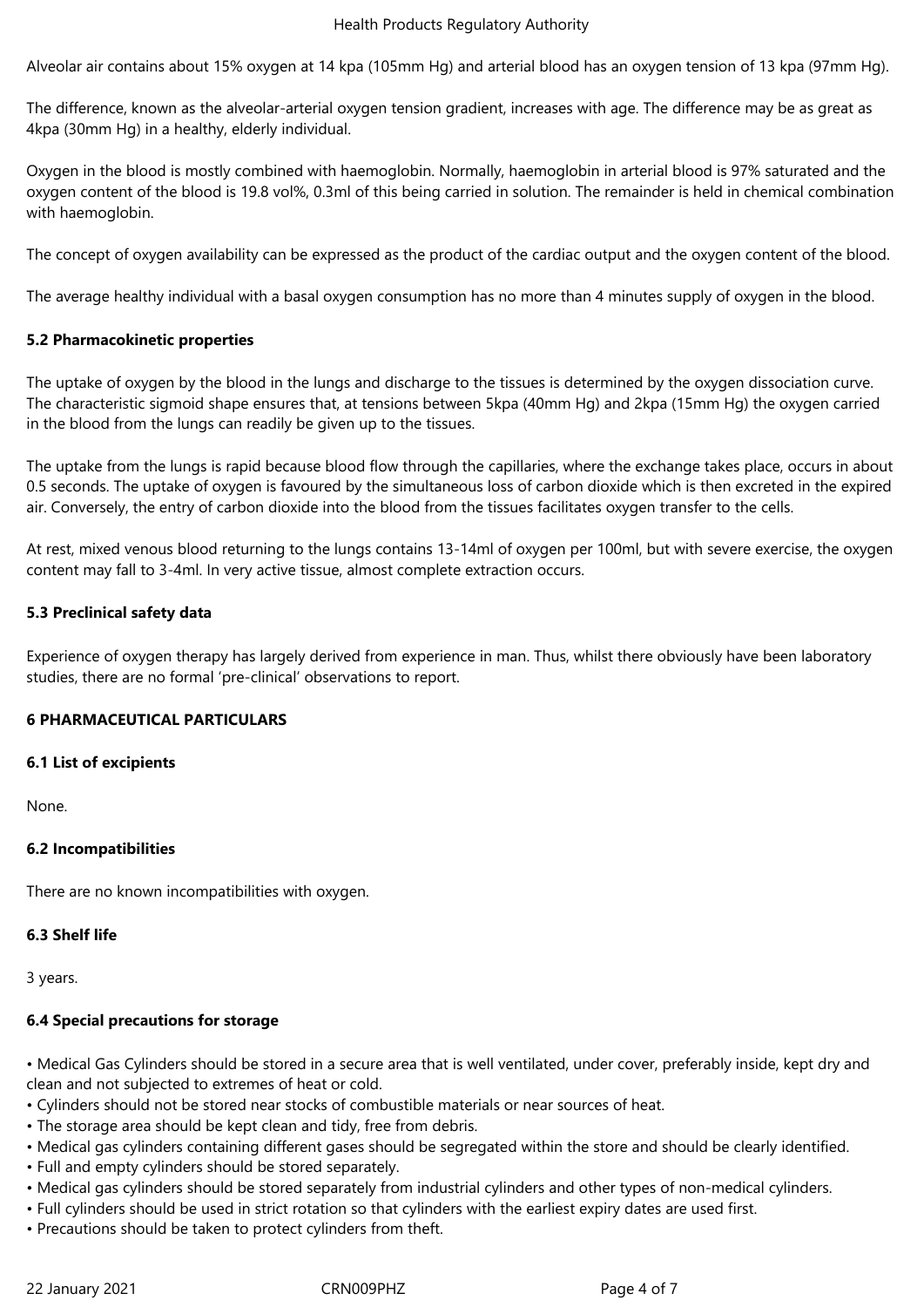Alveolar air contains about 15% oxygen at 14 kpa (105mm Hg) and arterial blood has an oxygen tension of 13 kpa (97mm Hg).

The difference, known as the alveolar-arterial oxygen tension gradient, increases with age. The difference may be as great as 4kpa (30mm Hg) in a healthy, elderly individual.

Oxygen in the blood is mostly combined with haemoglobin. Normally, haemoglobin in arterial blood is 97% saturated and the oxygen content of the blood is 19.8 vol%, 0.3ml of this being carried in solution. The remainder is held in chemical combination with haemoglobin.

The concept of oxygen availability can be expressed as the product of the cardiac output and the oxygen content of the blood.

The average healthy individual with a basal oxygen consumption has no more than 4 minutes supply of oxygen in the blood.

### 5.2 Pharmacokinetic properties

The uptake of oxygen by the blood in the lungs and discharge to the tissues is determined by the oxygen dissociation curve. The characteristic sigmoid shape ensures that, at tensions between 5kpa (40mm Hg) and 2kpa (15mm Hg) the oxygen carried in the blood from the lungs can readily be given up to the tissues.

The uptake from the lungs is rapid because blood flow through the capillaries, where the exchange takes place, occurs in about 0.5 seconds. The uptake of oxygen is favoured by the simultaneous loss of carbon dioxide which is then excreted in the expired air. Conversely, the entry of carbon dioxide into the blood from the tissues facilitates oxygen transfer to the cells.

At rest, mixed venous blood returning to the lungs contains 13-14ml of oxygen per 100ml, but with severe exercise, the oxygen content may fall to 3-4ml. In very active tissue, almost complete extraction occurs.

### 5.3 Preclinical safety data

Experience of oxygen therapy has largely derived from experience in man. Thus, whilst there obviously have been laboratory studies, there are no formal 'pre-clinical' observations to report.

## 6 PHARMACEUTICAL PARTICULARS

### 6.1 List of excipients

None.

### 6.2 Incompatibilities

There are no known incompatibilities with oxygen.

### 6.3 Shelf life

3 years.

### 6.4 Special precautions for storage

- Medical Gas Cylinders should be stored in a secure area that is well ventilated, under cover, preferably inside, kept dry and clean and not subjected to extremes of heat or cold.
- Cylinders should not be stored near stocks of combustible materials or near sources of heat.
- The storage area should be kept clean and tidy, free from debris.
- Medical gas cylinders containing different gases should be segregated within the store and should be clearly identified.
- Full and empty cylinders should be stored separately.
- Medical gas cylinders should be stored separately from industrial cylinders and other types of non-medical cylinders.
- Full cylinders should be used in strict rotation so that cylinders with the earliest expiry dates are used first.
- Precautions should be taken to protect cylinders from theft.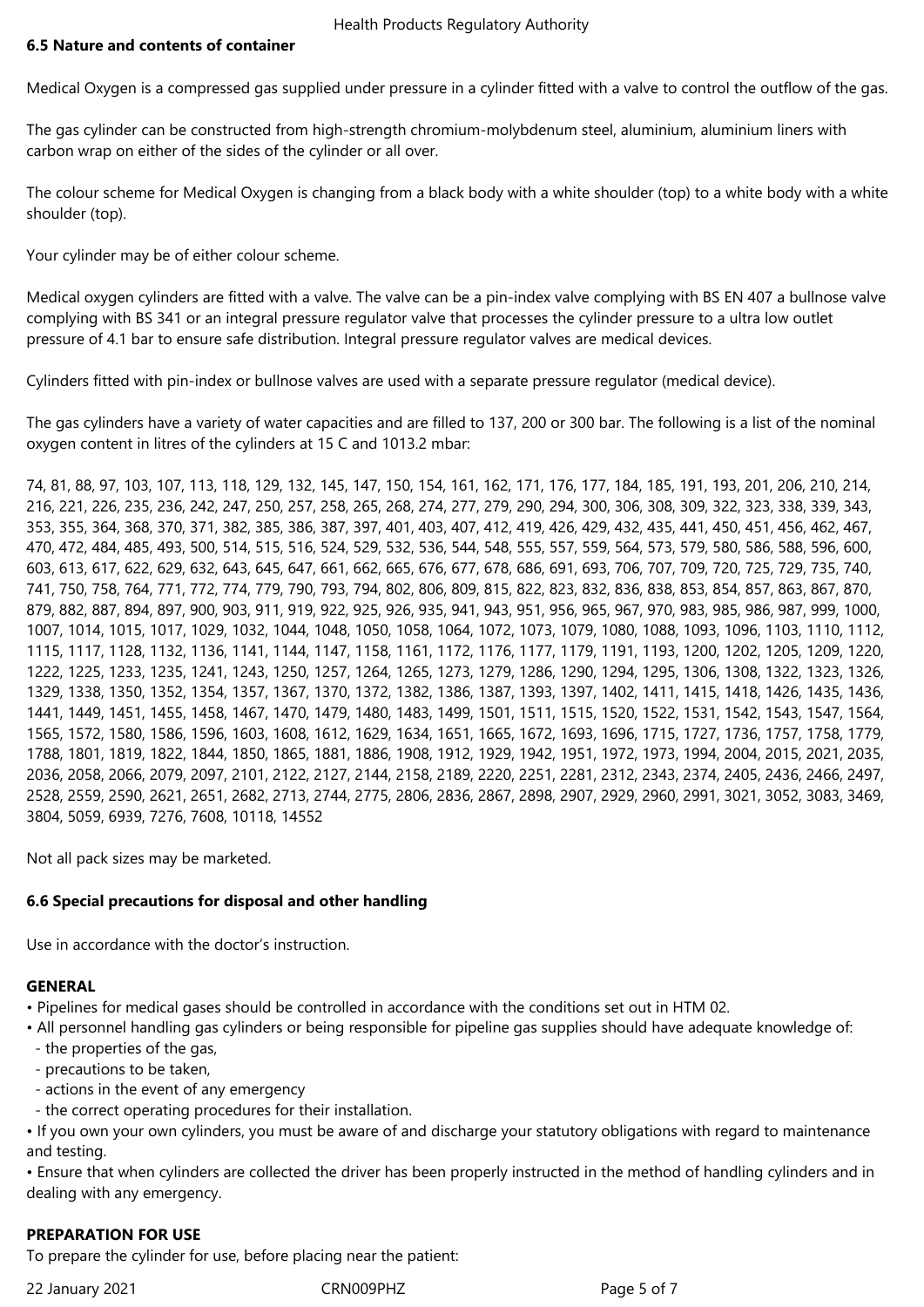**6.5 Nature and contents of container**

Medical Oxygen is a compressed gas supplied under pressure in a cylinder fitted with a valve to control the outflow of the gas.

The gas cylinder can be constructed from high-strength chromium-molybdenum steel, aluminium, aluminium liners with carbon wrap on either of the sides of the cylinder or all over.

The colour scheme for Medical Oxygen is changing from a black body with a white shoulder (top) to a white body with a white shoulder (top).

Your cylinder may be of either colour scheme.

Medical oxygen cylinders are fitted with a valve. The valve can be a pin-index valve complying with BS EN 407 a bullnose valve complying with BS 341 or an integral pressure regulator valve that processes the cylinder pressure to a ultra low outlet pressure of 4.1 bar to ensure safe distribution. Integral pressure regulator valves are medical devices.

Cylinders fitted with pin-index or bullnose valves are used with a separate pressure regulator (medical device).

The gas cylinders have a variety of water capacities and are filled to 137, 200 or 300 bar. The following is a list of the nominal oxygen content in litres of the cylinders at 15 C and 1013.2 mbar:

74, 81, 88, 97, 103, 107, 113, 118, 129, 132, 145, 147, 150, 154, 161, 162, 171, 176, 177, 184, 185, 191, 193, 201, 206, 210, 214, 216, 221, 226, 235, 236, 242, 247, 250, 257, 258, 265, 268, 274, 277, 279, 290, 294, 300, 306, 308, 309, 322, 323, 338, 339, 343, 353, 355, 364, 368, 370, 371, 382, 385, 386, 387, 397, 401, 403, 407, 412, 419, 426, 429, 432, 435, 441, 450, 451, 456, 462, 467, 470, 472, 484, 485, 493, 500, 514, 515, 516, 524, 529, 532, 536, 544, 548, 555, 557, 559, 564, 573, 579, 580, 586, 588, 596, 600, 603, 613, 617, 622, 629, 632, 643, 645, 647, 661, 662, 665, 676, 677, 678, 686, 691, 693, 706, 707, 709, 720, 725, 729, 735, 740, 741, 750, 758, 764, 771, 772, 774, 779, 790, 793, 794, 802, 806, 809, 815, 822, 823, 832, 836, 838, 853, 854, 857, 863, 867, 870, 879, 882, 887, 894, 897, 900, 903, 911, 919, 922, 925, 926, 935, 941, 943, 951, 956, 965, 967, 970, 983, 985, 986, 987, 999, 1000, 1007, 1014, 1015, 1017, 1029, 1032, 1044, 1048, 1050, 1058, 1064, 1072, 1073, 1079, 1080, 1088, 1093, 1096, 1103, 1110, 1112, 1115, 1117, 1128, 1132, 1136, 1141, 1144, 1147, 1158, 1161, 1172, 1176, 1177, 1179, 1191, 1193, 1200, 1202, 1205, 1209, 1220, 1222, 1225, 1233, 1235, 1241, 1243, 1250, 1257, 1264, 1265, 1273, 1279, 1286, 1290, 1294, 1295, 1306, 1308, 1322, 1323, 1326, 1329, 1338, 1350, 1352, 1354, 1357, 1367, 1370, 1372, 1382, 1386, 1387, 1393, 1397, 1402, 1411, 1415, 1418, 1426, 1435, 1436, 1441, 1449, 1451, 1455, 1458, 1467, 1470, 1479, 1480, 1483, 1499, 1501, 1511, 1515, 1520, 1522, 1531, 1542, 1543, 1547, 1564, 1565, 1572, 1580, 1586, 1596, 1603, 1608, 1612, 1629, 1634, 1651, 1665, 1672, 1693, 1696, 1715, 1727, 1736, 1757, 1758, 1779, 1788, 1801, 1819, 1822, 1844, 1850, 1865, 1881, 1886, 1908, 1912, 1929, 1942, 1951, 1972, 1973, 1994, 2004, 2015, 2021, 2035, 2036, 2058, 2066, 2079, 2097, 2101, 2122, 2127, 2144, 2158, 2189, 2220, 2251, 2281, 2312, 2343, 2374, 2405, 2436, 2466, 2497, 2528, 2559, 2590, 2621, 2651, 2682, 2713, 2744, 2775, 2806, 2836, 2867, 2898, 2907, 2929, 2960, 2991, 3021, 3052, 3083, 3469, 3804, 5059, 6939, 7276, 7608, 10118, 14552

Not all pack sizes may be marketed.

**6.6 Special precautions for disposal and other handling**

Use in accordance with the doctor's instruction.

**GENERAL**

- Pipelines for medical gases should be controlled in accordance with the conditions set out in HTM 02.
- All personnel handling gas cylinders or being responsible for pipeline gas supplies should have adequate knowledge of:
  - the properties of the gas,
  - precautions to be taken,
  - actions in the event of any emergency
  - the correct operating procedures for their installation.
- If you own your own cylinders, you must be aware of and discharge your statutory obligations with regard to maintenance and testing.
- Ensure that when cylinders are collected the driver has been properly instructed in the method of handling cylinders and in dealing with any emergency.

**PREPARATION FOR USE**

To prepare the cylinder for use, before placing near the patient: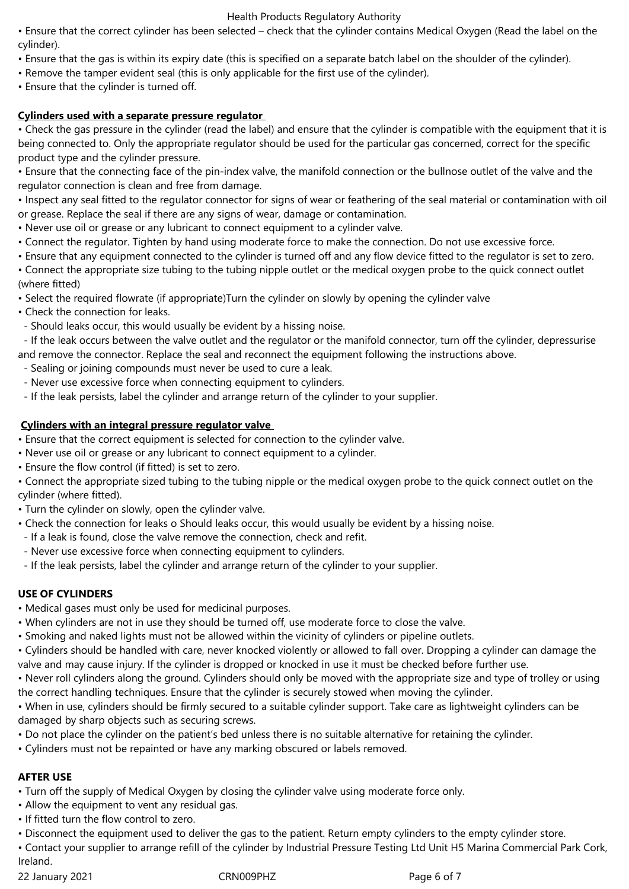- Ensure that the correct cylinder has been selected – check that the cylinder contains Medical Oxygen (Read the label on the cylinder).
- Ensure that the gas is within its expiry date (this is specified on a separate batch label on the shoulder of the cylinder).
- Remove the tamper evident seal (this is only applicable for the first use of the cylinder).
- Ensure that the cylinder is turned off.

**Cylinders used with a separate pressure regulator**

- Check the gas pressure in the cylinder (read the label) and ensure that the cylinder is compatible with the equipment that it is being connected to. Only the appropriate regulator should be used for the particular gas concerned, correct for the specific product type and the cylinder pressure.
- Ensure that the connecting face of the pin-index valve, the manifold connection or the bullnose outlet of the valve and the regulator connection is clean and free from damage.
- Inspect any seal fitted to the regulator connector for signs of wear or feathering of the seal material or contamination with oil or grease. Replace the seal if there are any signs of wear, damage or contamination.
- Never use oil or grease or any lubricant to connect equipment to a cylinder valve.
- Connect the regulator. Tighten by hand using moderate force to make the connection. Do not use excessive force.
- Ensure that any equipment connected to the cylinder is turned off and any flow device fitted to the regulator is set to zero.
- Connect the appropriate size tubing to the tubing nipple outlet or the medical oxygen probe to the quick connect outlet (where fitted)
- Select the required flowrate (if appropriate)Turn the cylinder on slowly by opening the cylinder valve
- Check the connection for leaks.
  - Should leaks occur, this would usually be evident by a hissing noise.
  - If the leak occurs between the valve outlet and the regulator or the manifold connector, turn off the cylinder, depressurise and remove the connector. Replace the seal and reconnect the equipment following the instructions above.
  - Sealing or joining compounds must never be used to cure a leak.
  - Never use excessive force when connecting equipment to cylinders.
  - If the leak persists, label the cylinder and arrange return of the cylinder to your supplier.

**Cylinders with an integral pressure regulator valve**

- Ensure that the correct equipment is selected for connection to the cylinder valve.
- Never use oil or grease or any lubricant to connect equipment to a cylinder.
- Ensure the flow control (if fitted) is set to zero.
- Connect the appropriate sized tubing to the tubing nipple or the medical oxygen probe to the quick connect outlet on the cylinder (where fitted).
- Turn the cylinder on slowly, open the cylinder valve.
- Check the connection for leaks o Should leaks occur, this would usually be evident by a hissing noise.
  - If a leak is found, close the valve remove the connection, check and refit.
  - Never use excessive force when connecting equipment to cylinders.
  - If the leak persists, label the cylinder and arrange return of the cylinder to your supplier.

**USE OF CYLINDERS**

- Medical gases must only be used for medicinal purposes.
- When cylinders are not in use they should be turned off, use moderate force to close the valve.
- Smoking and naked lights must not be allowed within the vicinity of cylinders or pipeline outlets.
- Cylinders should be handled with care, never knocked violently or allowed to fall over. Dropping a cylinder can damage the valve and may cause injury. If the cylinder is dropped or knocked in use it must be checked before further use.
- Never roll cylinders along the ground. Cylinders should only be moved with the appropriate size and type of trolley or using the correct handling techniques. Ensure that the cylinder is securely stowed when moving the cylinder.
- When in use, cylinders should be firmly secured to a suitable cylinder support. Take care as lightweight cylinders can be damaged by sharp objects such as securing screws.
- Do not place the cylinder on the patient's bed unless there is no suitable alternative for retaining the cylinder.
- Cylinders must not be repainted or have any marking obscured or labels removed.

**AFTER USE**

- Turn off the supply of Medical Oxygen by closing the cylinder valve using moderate force only.
- Allow the equipment to vent any residual gas.
- If fitted turn the flow control to zero.
- Disconnect the equipment used to deliver the gas to the patient. Return empty cylinders to the empty cylinder store.
- Contact your supplier to arrange refill of the cylinder by Industrial Pressure Testing Ltd Unit H5 Marina Commercial Park Cork, Ireland.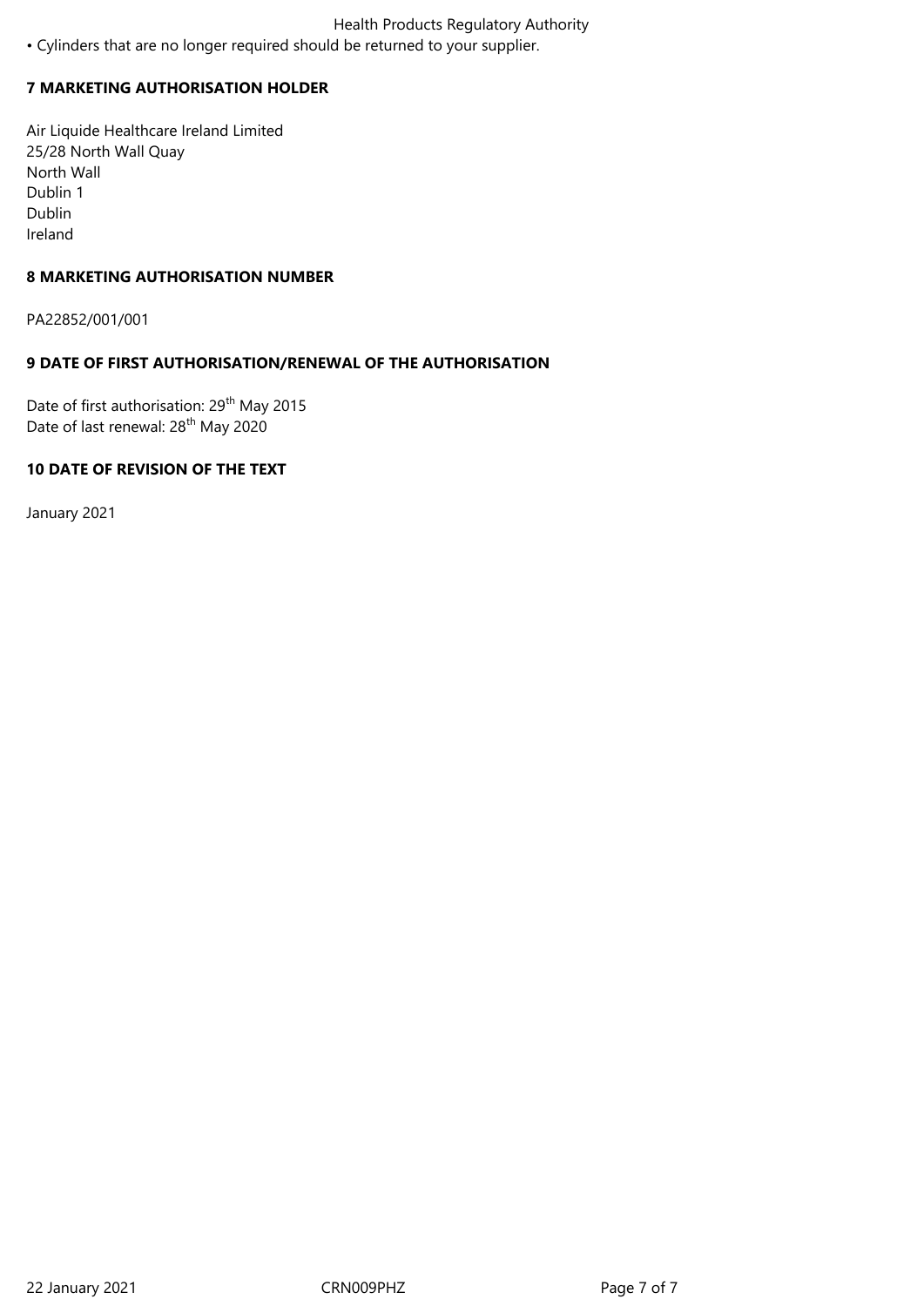• Cylinders that are no longer required should be returned to your supplier.

## 7 MARKETING AUTHORISATION HOLDER

Air Liquide Healthcare Ireland Limited
25/28 North Wall Quay
North Wall
Dublin 1
Dublin
Ireland

## 8 MARKETING AUTHORISATION NUMBER

PA22852/001/001

## 9 DATE OF FIRST AUTHORISATION/RENEWAL OF THE AUTHORISATION

Date of first authorisation: 29th May 2015
Date of last renewal: 28th May 2020

## 10 DATE OF REVISION OF THE TEXT

January 2021